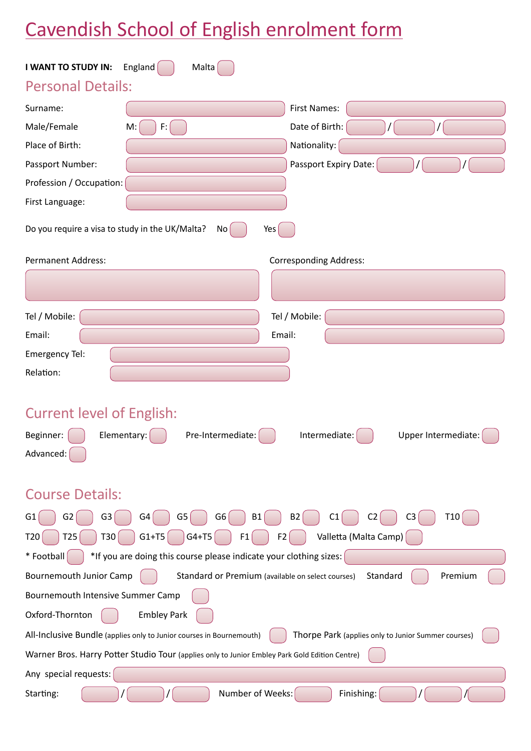# Cavendish School of English enrolment form

**I WANT TO STUDY IN:** England ☐ Malta ☐

## Personal Details:

Surname: ____________________ First Names: ____________________

Male/Female M: ☐ F: ☐ Date of Birth: ____ / ____ / ____

Place of Birth: ____________________ Nationality: ____________________

Passport Number: ____________________ Passport Expiry Date: ____ / ____ / ____

Profession / Occupation: ____________________

First Language: ____________________

Do you require a visa to study in the UK/Malta? No ☐ Yes ☐

Permanent Address: ____________________

Tel / Mobile: ____________________

Email: ____________________

Corresponding Address: ____________________

Tel / Mobile: ____________________

Email: ____________________

Emergency Tel: ____________________

Relation: ____________________

## Current level of English:

Beginner: ☐ Elementary: ☐ Pre-Intermediate: ☐ Intermediate: ☐ Upper Intermediate: ☐

Advanced: ☐

## Course Details:

G1 ☐ G2 ☐ G3 ☐ G4 ☐ G5 ☐ G6 ☐ B1 ☐ B2 ☐ C1 ☐ C2 ☐ C3 ☐ T10 ☐

T20 ☐ T25 ☐ T30 ☐ G1+T5 ☐ G4+T5 ☐ F1 ☐ F2 ☐ Valletta (Malta Camp) ☐

* Football ☐ *If you are doing this course please indicate your clothing sizes: ____________________

Bournemouth Junior Camp ☐ Standard or Premium (available on select courses) Standard ☐ Premium ☐

Bournemouth Intensive Summer Camp ☐

Oxford-Thornton ☐ Embley Park ☐

All-Inclusive Bundle (applies only to Junior courses in Bournemouth) ☐ Thorpe Park (applies only to Junior Summer courses) ☐

Warner Bros. Harry Potter Studio Tour (applies only to Junior Embley Park Gold Edition Centre) ☐

Any special requests: ____________________

Starting: ____ / ____ / ____ Number of Weeks: ____ Finishing: ____ / ____ / ____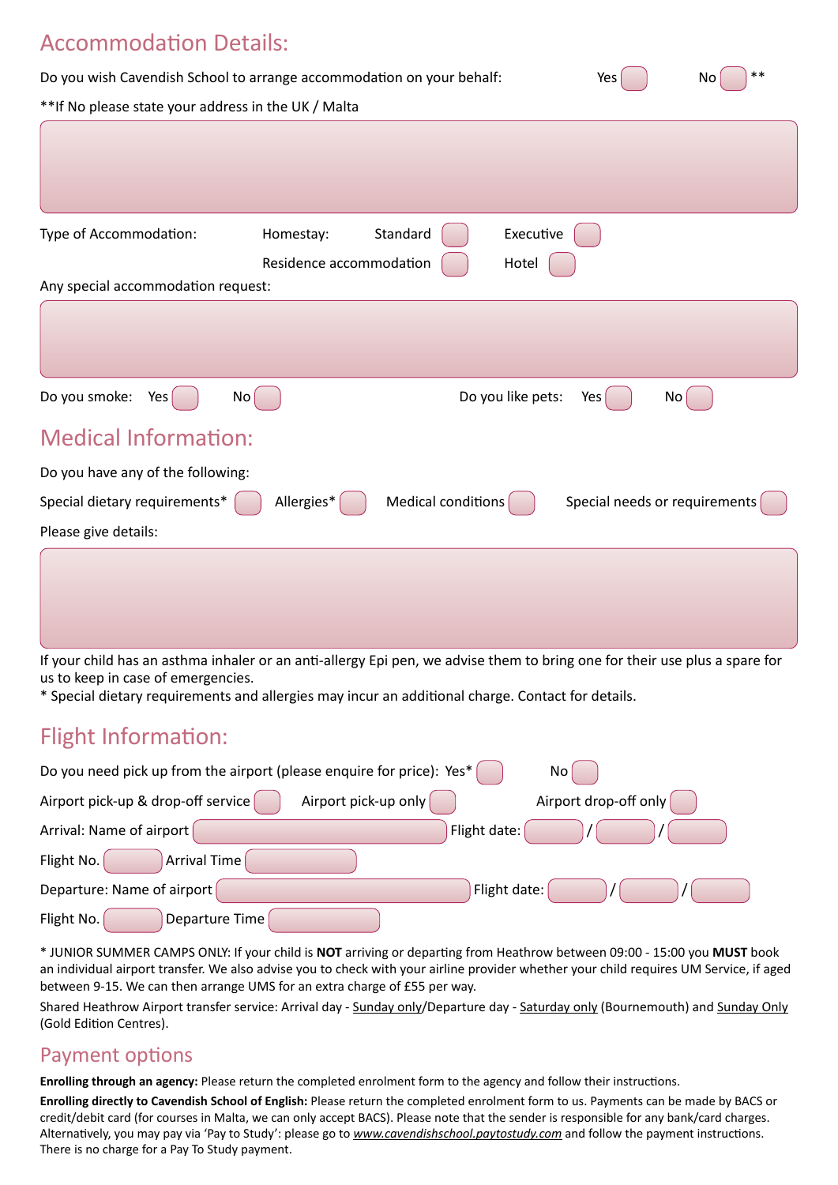## Accommodation Details:

Do you wish Cavendish School to arrange accommodation on your behalf: Yes ☐ No ☐ **

**If No please state your address in the UK / Malta

Type of Accommodation: Homestay: Standard ☐ Executive ☐

Residence accommodation ☐ Hotel ☐

Any special accommodation request:

Do you smoke: Yes ☐ No ☐ Do you like pets: Yes ☐ No ☐

## Medical Information:

Do you have any of the following:

Special dietary requirements* ☐ Allergies* ☐ Medical conditions ☐ Special needs or requirements ☐

Please give details:

If your child has an asthma inhaler or an anti-allergy Epi pen, we advise them to bring one for their use plus a spare for us to keep in case of emergencies.

* Special dietary requirements and allergies may incur an additional charge. Contact for details.

## Flight Information:

Do you need pick up from the airport (please enquire for price): Yes* ☐ No ☐

Airport pick-up & drop-off service ☐ Airport pick-up only ☐ Airport drop-off only ☐

Arrival: Name of airport ______ Flight date: ____ / ____ / ____

Flight No. ______ Arrival Time ______

Departure: Name of airport ______ Flight date: ____ / ____ / ____

Flight No. ______ Departure Time ______

* JUNIOR SUMMER CAMPS ONLY: If your child is **NOT** arriving or departing from Heathrow between 09:00 - 15:00 you **MUST** book an individual airport transfer. We also advise you to check with your airline provider whether your child requires UM Service, if aged between 9-15. We can then arrange UMS for an extra charge of £55 per way.

Shared Heathrow Airport transfer service: Arrival day - Sunday only/Departure day - Saturday only (Bournemouth) and Sunday Only (Gold Edition Centres).

## Payment options

**Enrolling through an agency:** Please return the completed enrolment form to the agency and follow their instructions.

**Enrolling directly to Cavendish School of English:** Please return the completed enrolment form to us. Payments can be made by BACS or credit/debit card (for courses in Malta, we can only accept BACS). Please note that the sender is responsible for any bank/card charges. Alternatively, you may pay via 'Pay to Study': please go to *www.cavendishschool.paytostudy.com* and follow the payment instructions. There is no charge for a Pay To Study payment.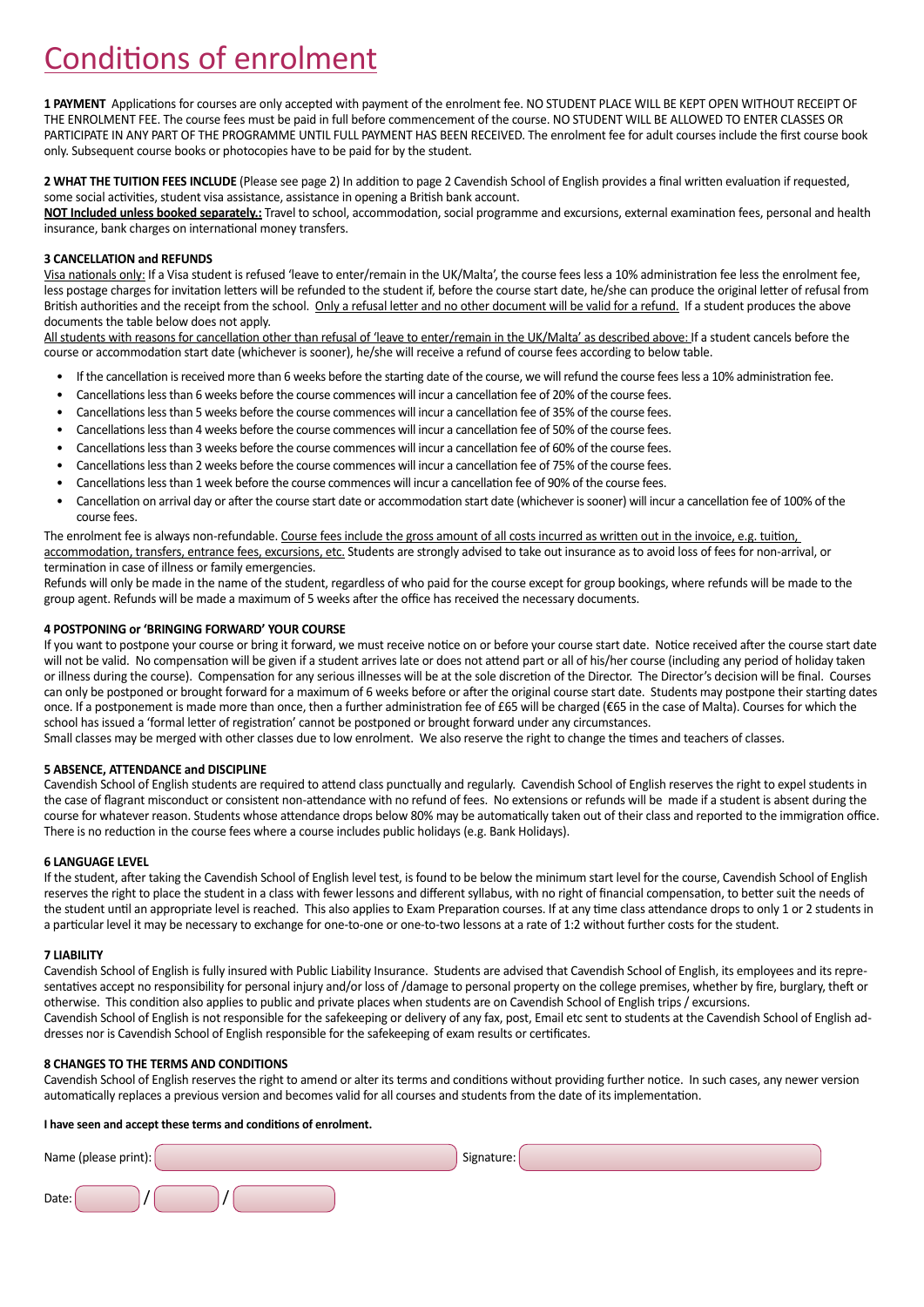# Conditions of enrolment

**1 PAYMENT** Applications for courses are only accepted with payment of the enrolment fee. NO STUDENT PLACE WILL BE KEPT OPEN WITHOUT RECEIPT OF THE ENROLMENT FEE. The course fees must be paid in full before commencement of the course. NO STUDENT WILL BE ALLOWED TO ENTER CLASSES OR PARTICIPATE IN ANY PART OF THE PROGRAMME UNTIL FULL PAYMENT HAS BEEN RECEIVED. The enrolment fee for adult courses include the first course book only. Subsequent course books or photocopies have to be paid for by the student.

**2 WHAT THE TUITION FEES INCLUDE** (Please see page 2) In addition to page 2 Cavendish School of English provides a final written evaluation if requested, some social activities, student visa assistance, assistance in opening a British bank account.
**NOT Included unless booked separately.:** Travel to school, accommodation, social programme and excursions, external examination fees, personal and health insurance, bank charges on international money transfers.

**3 CANCELLATION and REFUNDS**
Visa nationals only: If a Visa student is refused 'leave to enter/remain in the UK/Malta', the course fees less a 10% administration fee less the enrolment fee, less postage charges for invitation letters will be refunded to the student if, before the course start date, he/she can produce the original letter of refusal from British authorities and the receipt from the school. Only a refusal letter and no other document will be valid for a refund. If a student produces the above documents the table below does not apply.
All students with reasons for cancellation other than refusal of 'leave to enter/remain in the UK/Malta' as described above: If a student cancels before the course or accommodation start date (whichever is sooner), he/she will receive a refund of course fees according to below table.

- If the cancellation is received more than 6 weeks before the starting date of the course, we will refund the course fees less a 10% administration fee.
- Cancellations less than 6 weeks before the course commences will incur a cancellation fee of 20% of the course fees.
- Cancellations less than 5 weeks before the course commences will incur a cancellation fee of 35% of the course fees.
- Cancellations less than 4 weeks before the course commences will incur a cancellation fee of 50% of the course fees.
- Cancellations less than 3 weeks before the course commences will incur a cancellation fee of 60% of the course fees.
- Cancellations less than 2 weeks before the course commences will incur a cancellation fee of 75% of the course fees.
- Cancellations less than 1 week before the course commences will incur a cancellation fee of 90% of the course fees.
- Cancellation on arrival day or after the course start date or accommodation start date (whichever is sooner) will incur a cancellation fee of 100% of the course fees.

The enrolment fee is always non-refundable. Course fees include the gross amount of all costs incurred as written out in the invoice, e.g. tuition, accommodation, transfers, entrance fees, excursions, etc. Students are strongly advised to take out insurance as to avoid loss of fees for non-arrival, or termination in case of illness or family emergencies.
Refunds will only be made in the name of the student, regardless of who paid for the course except for group bookings, where refunds will be made to the group agent. Refunds will be made a maximum of 5 weeks after the office has received the necessary documents.

**4 POSTPONING or 'BRINGING FORWARD' YOUR COURSE**
If you want to postpone your course or bring it forward, we must receive notice on or before your course start date. Notice received after the course start date will not be valid. No compensation will be given if a student arrives late or does not attend part or all of his/her course (including any period of holiday taken or illness during the course). Compensation for any serious illnesses will be at the sole discretion of the Director. The Director's decision will be final. Courses can only be postponed or brought forward for a maximum of 6 weeks before or after the original course start date. Students may postpone their starting dates once. If a postponement is made more than once, then a further administration fee of £65 will be charged (€65 in the case of Malta). Courses for which the school has issued a 'formal letter of registration' cannot be postponed or brought forward under any circumstances.
Small classes may be merged with other classes due to low enrolment. We also reserve the right to change the times and teachers of classes.

**5 ABSENCE, ATTENDANCE and DISCIPLINE**
Cavendish School of English students are required to attend class punctually and regularly. Cavendish School of English reserves the right to expel students in the case of flagrant misconduct or consistent non-attendance with no refund of fees. No extensions or refunds will be made if a student is absent during the course for whatever reason. Students whose attendance drops below 80% may be automatically taken out of their class and reported to the immigration office. There is no reduction in the course fees where a course includes public holidays (e.g. Bank Holidays).

**6 LANGUAGE LEVEL**
If the student, after taking the Cavendish School of English level test, is found to be below the minimum start level for the course, Cavendish School of English reserves the right to place the student in a class with fewer lessons and different syllabus, with no right of financial compensation, to better suit the needs of the student until an appropriate level is reached. This also applies to Exam Preparation courses. If at any time class attendance drops to only 1 or 2 students in a particular level it may be necessary to exchange for one-to-one or one-to-two lessons at a rate of 1:2 without further costs for the student.

**7 LIABILITY**
Cavendish School of English is fully insured with Public Liability Insurance. Students are advised that Cavendish School of English, its employees and its representatives accept no responsibility for personal injury and/or loss of /damage to personal property on the college premises, whether by fire, burglary, theft or otherwise. This condition also applies to public and private places when students are on Cavendish School of English trips / excursions.
Cavendish School of English is not responsible for the safekeeping or delivery of any fax, post, Email etc sent to students at the Cavendish School of English addresses nor is Cavendish School of English responsible for the safekeeping of exam results or certificates.

**8 CHANGES TO THE TERMS AND CONDITIONS**
Cavendish School of English reserves the right to amend or alter its terms and conditions without providing further notice. In such cases, any newer version automatically replaces a previous version and becomes valid for all courses and students from the date of its implementation.

**I have seen and accept these terms and conditions of enrolment.**

Name (please print): ______________________ Signature: ______________________

Date: ____ / ____ / ________